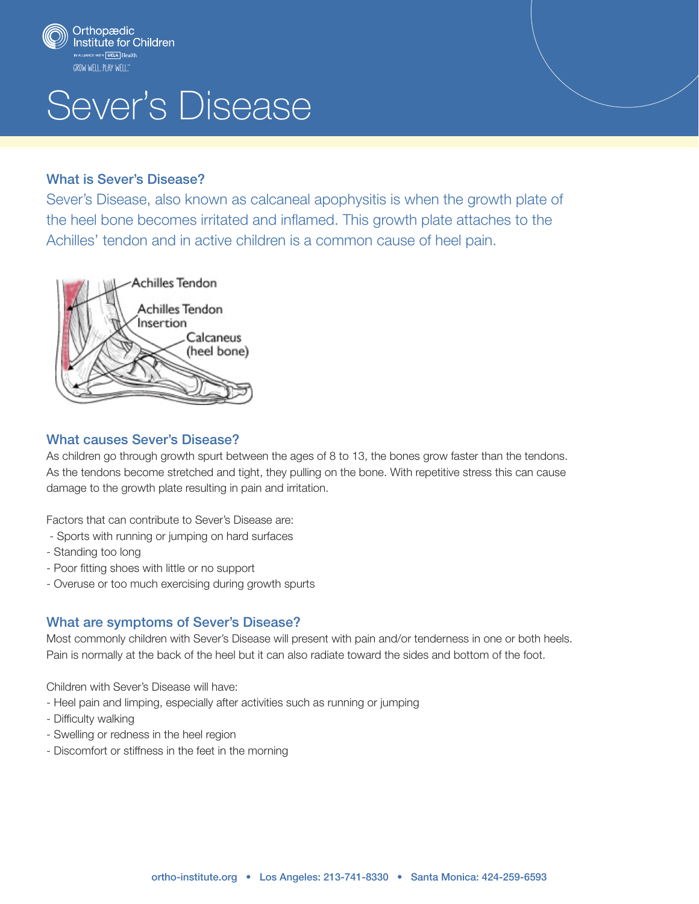Orthopædic Institute for Children

IN ALLIANCE WITH UCLA Health

GROW WELL. PLAY WELL.™

# Sever's Disease

## What is Sever's Disease?

Sever's Disease, also known as calcaneal apophysitis is when the growth plate of the heel bone becomes irritated and inflamed. This growth plate attaches to the Achilles' tendon and in active children is a common cause of heel pain.

Achilles Tendon

Achilles Tendon Insertion

Calcaneus (heel bone)

## What causes Sever's Disease?

As children go through growth spurt between the ages of 8 to 13, the bones grow faster than the tendons. As the tendons become stretched and tight, they pulling on the bone. With repetitive stress this can cause damage to the growth plate resulting in pain and irritation.

Factors that can contribute to Sever's Disease are:

- Sports with running or jumping on hard surfaces
- Standing too long
- Poor fitting shoes with little or no support
- Overuse or too much exercising during growth spurts

## What are symptoms of Sever's Disease?

Most commonly children with Sever's Disease will present with pain and/or tenderness in one or both heels. Pain is normally at the back of the heel but it can also radiate toward the sides and bottom of the foot.

Children with Sever's Disease will have:

- Heel pain and limping, especially after activities such as running or jumping
- Difficulty walking
- Swelling or redness in the heel region
- Discomfort or stiffness in the feet in the morning

ortho-institute.org • Los Angeles: 213-741-8330 • Santa Monica: 424-259-6593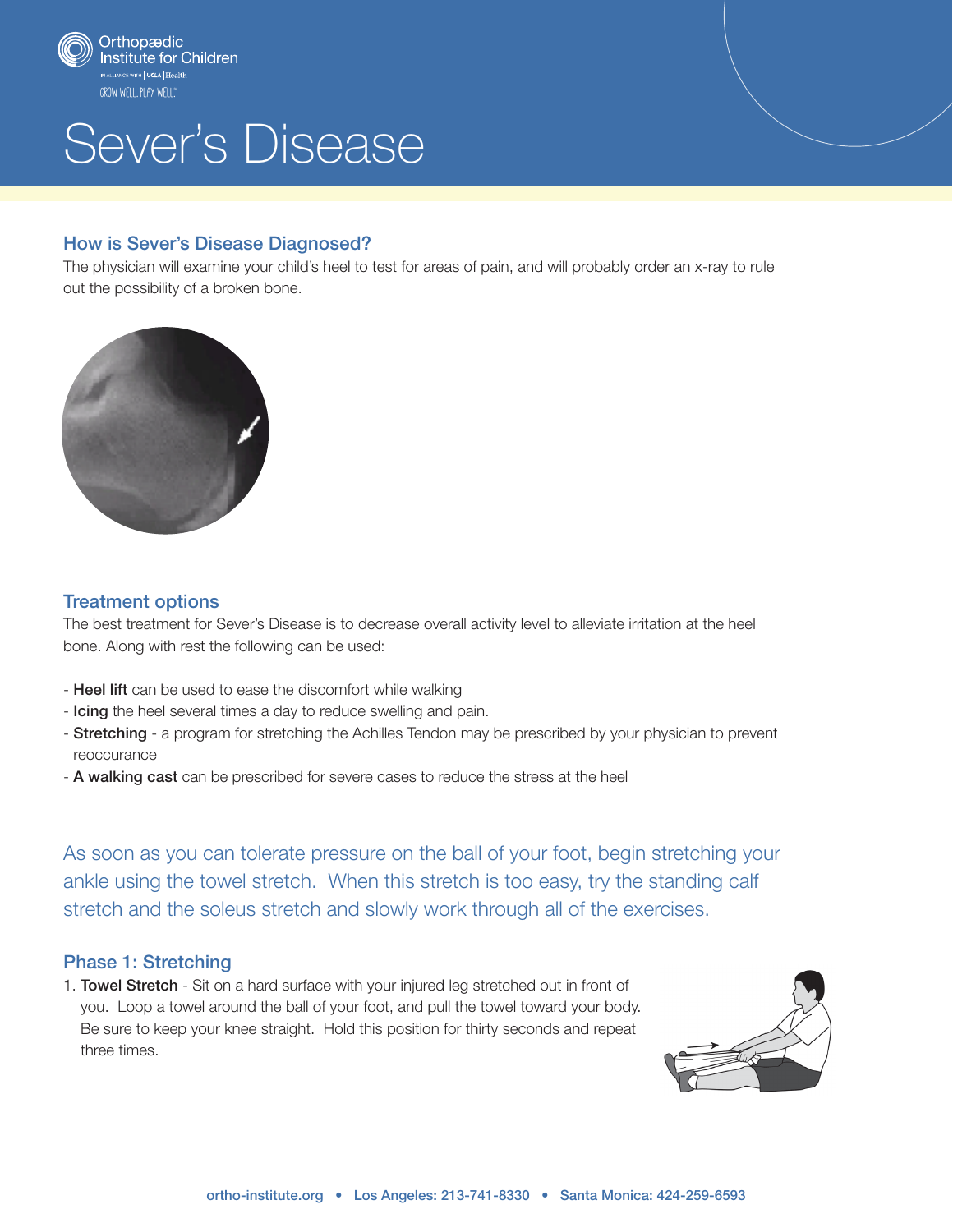# Sever's Disease

## How is Sever's Disease Diagnosed?

The physician will examine your child's heel to test for areas of pain, and will probably order an x-ray to rule out the possibility of a broken bone.

## Treatment options

The best treatment for Sever's Disease is to decrease overall activity level to alleviate irritation at the heel bone. Along with rest the following can be used:

- **Heel lift** can be used to ease the discomfort while walking
- **Icing** the heel several times a day to reduce swelling and pain.
- **Stretching** - a program for stretching the Achilles Tendon may be prescribed by your physician to prevent reoccurance
- **A walking cast** can be prescribed for severe cases to reduce the stress at the heel

As soon as you can tolerate pressure on the ball of your foot, begin stretching your ankle using the towel stretch. When this stretch is too easy, try the standing calf stretch and the soleus stretch and slowly work through all of the exercises.

## Phase 1: Stretching

1. **Towel Stretch** - Sit on a hard surface with your injured leg stretched out in front of you. Loop a towel around the ball of your foot, and pull the towel toward your body. Be sure to keep your knee straight. Hold this position for thirty seconds and repeat three times.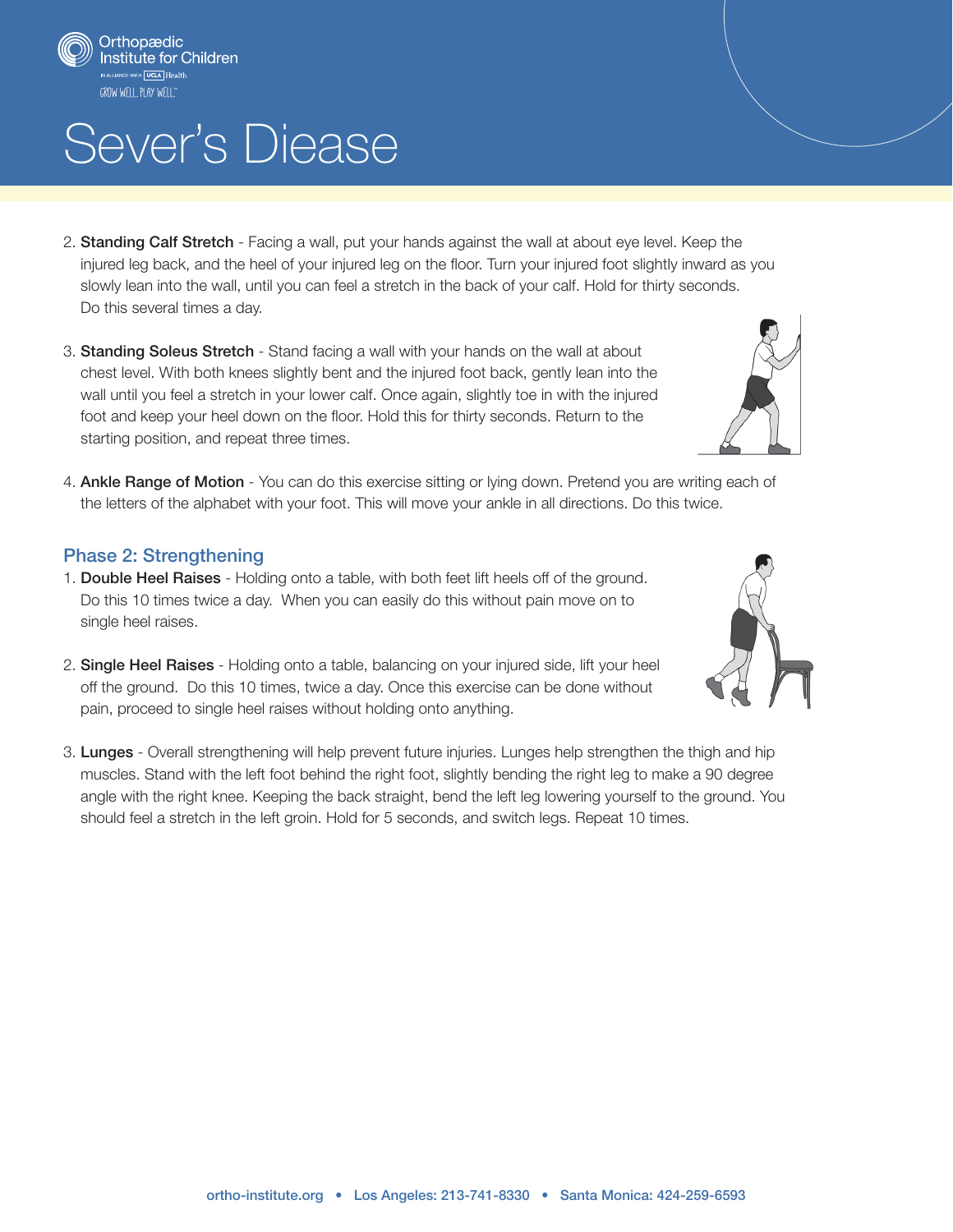# Sever's Diease

2. **Standing Calf Stretch** - Facing a wall, put your hands against the wall at about eye level. Keep the injured leg back, and the heel of your injured leg on the floor. Turn your injured foot slightly inward as you slowly lean into the wall, until you can feel a stretch in the back of your calf. Hold for thirty seconds. Do this several times a day.

3. **Standing Soleus Stretch** - Stand facing a wall with your hands on the wall at about chest level. With both knees slightly bent and the injured foot back, gently lean into the wall until you feel a stretch in your lower calf. Once again, slightly toe in with the injured foot and keep your heel down on the floor. Hold this for thirty seconds. Return to the starting position, and repeat three times.

4. **Ankle Range of Motion** - You can do this exercise sitting or lying down. Pretend you are writing each of the letters of the alphabet with your foot. This will move your ankle in all directions. Do this twice.

## Phase 2: Strengthening

1. **Double Heel Raises** - Holding onto a table, with both feet lift heels off of the ground. Do this 10 times twice a day. When you can easily do this without pain move on to single heel raises.

2. **Single Heel Raises** - Holding onto a table, balancing on your injured side, lift your heel off the ground. Do this 10 times, twice a day. Once this exercise can be done without pain, proceed to single heel raises without holding onto anything.

3. **Lunges** - Overall strengthening will help prevent future injuries. Lunges help strengthen the thigh and hip muscles. Stand with the left foot behind the right foot, slightly bending the right leg to make a 90 degree angle with the right knee. Keeping the back straight, bend the left leg lowering yourself to the ground. You should feel a stretch in the left groin. Hold for 5 seconds, and switch legs. Repeat 10 times.